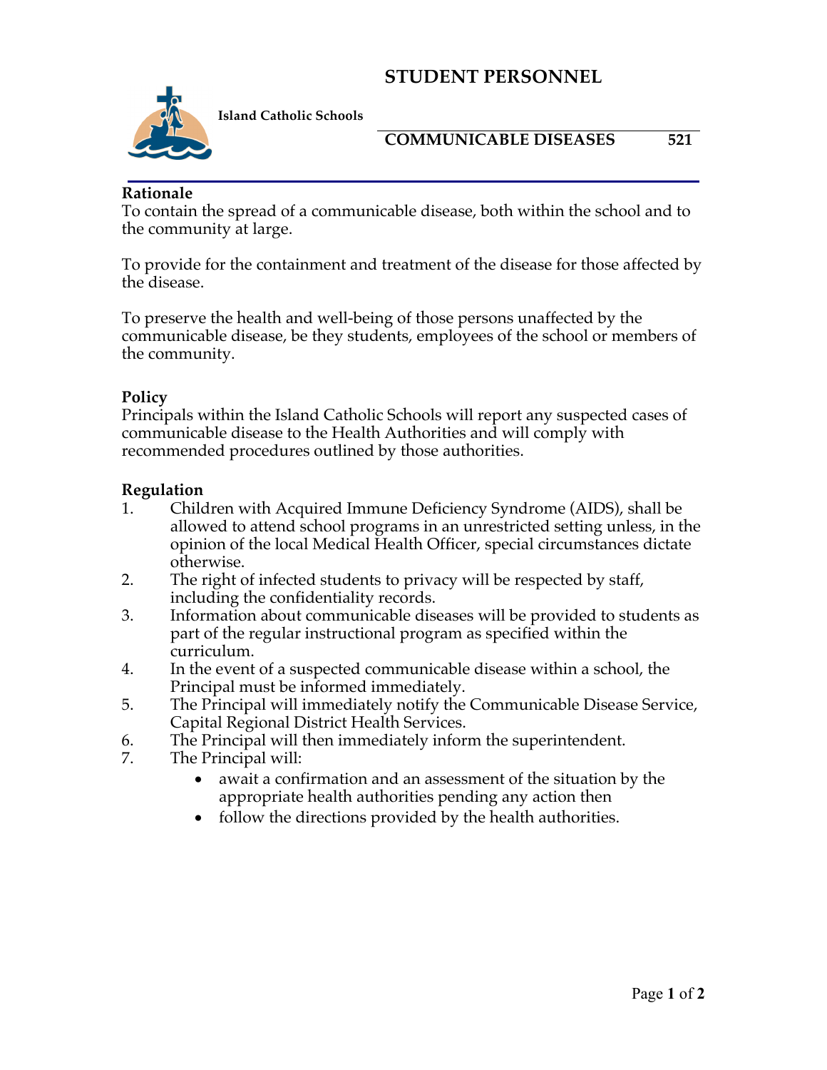# STUDENT PERSONNEL

**Island Catholic Schools**

## COMMUNICABLE DISEASES 521

### Rationale

To contain the spread of a communicable disease, both within the school and to the community at large.

To provide for the containment and treatment of the disease for those affected by the disease.

To preserve the health and well-being of those persons unaffected by the communicable disease, be they students, employees of the school or members of the community.

### Policy

Principals within the Island Catholic Schools will report any suspected cases of communicable disease to the Health Authorities and will comply with recommended procedures outlined by those authorities.

### Regulation

1. Children with Acquired Immune Deficiency Syndrome (AIDS), shall be allowed to attend school programs in an unrestricted setting unless, in the opinion of the local Medical Health Officer, special circumstances dictate otherwise.
2. The right of infected students to privacy will be respected by staff, including the confidentiality records.
3. Information about communicable diseases will be provided to students as part of the regular instructional program as specified within the curriculum.
4. In the event of a suspected communicable disease within a school, the Principal must be informed immediately.
5. The Principal will immediately notify the Communicable Disease Service, Capital Regional District Health Services.
6. The Principal will then immediately inform the superintendent.
7. The Principal will:
   - await a confirmation and an assessment of the situation by the appropriate health authorities pending any action then
   - follow the directions provided by the health authorities.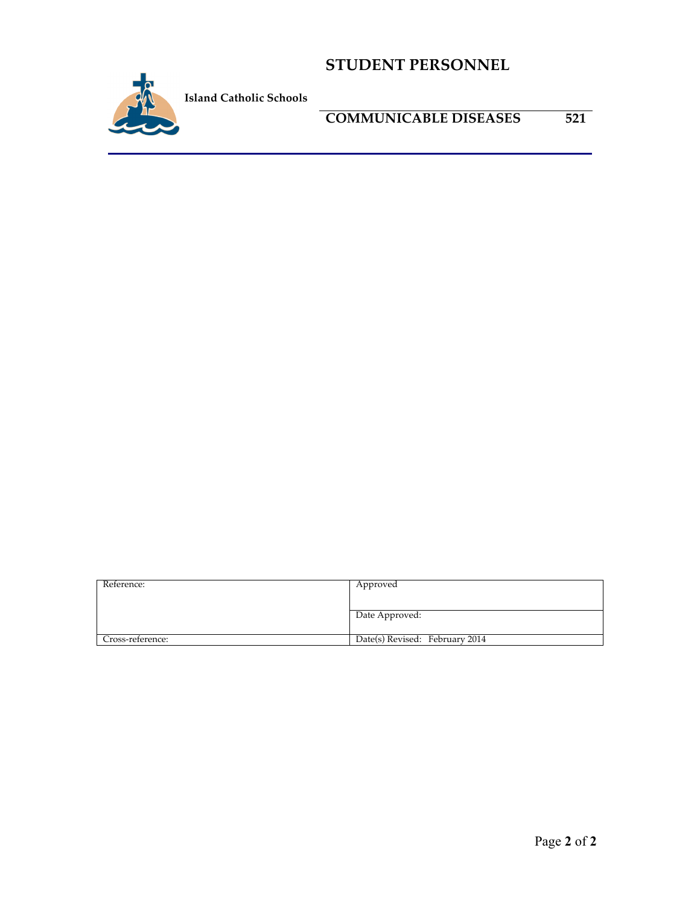| | |
|---|---|
| Reference: | Approved |
| | Date Approved: |
| Cross-reference: | Date(s) Revised: February 2014 |